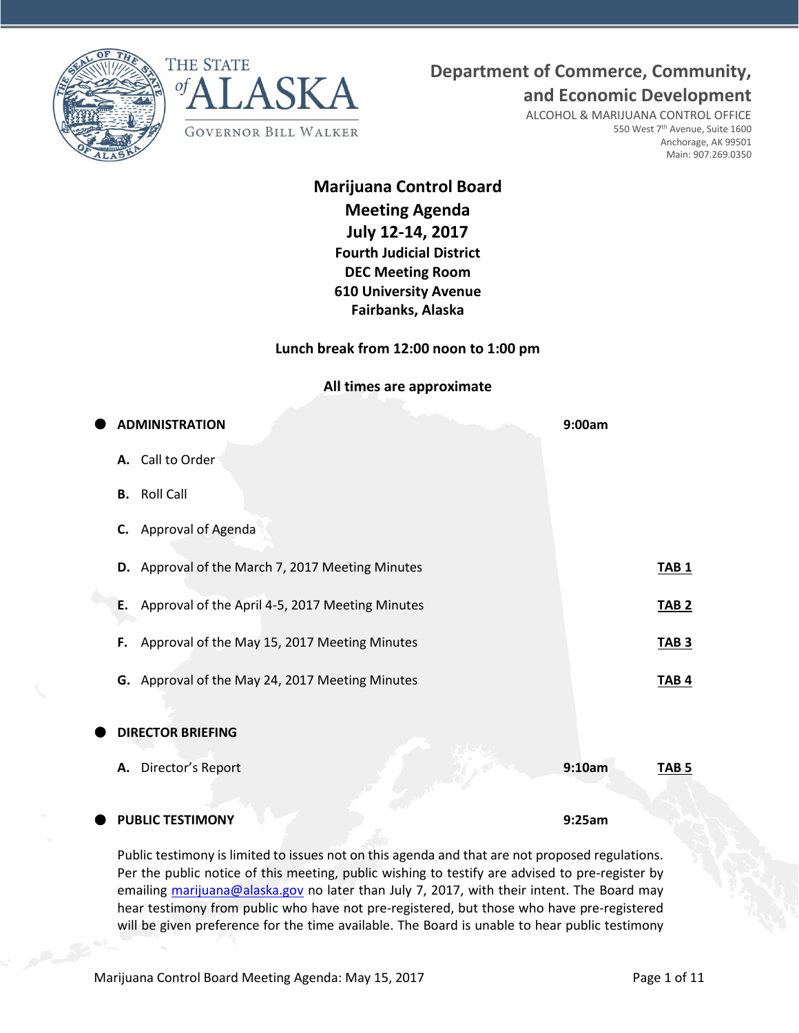THE STATE of ALASKA

GOVERNOR BILL WALKER

**Department of Commerce, Community, and Economic Development**

ALCOHOL & MARIJUANA CONTROL OFFICE
550 West 7th Avenue, Suite 1600
Anchorage, AK 99501
Main: 907.269.0350

# Marijuana Control Board
## Meeting Agenda
## July 12-14, 2017
### Fourth Judicial District
### DEC Meeting Room
### 610 University Avenue
### Fairbanks, Alaska

**Lunch break from 12:00 noon to 1:00 pm**

**All times are approximate**

- **ADMINISTRATION** — **9:00am**
  - **A.** Call to Order
  - **B.** Roll Call
  - **C.** Approval of Agenda
  - **D.** Approval of the March 7, 2017 Meeting Minutes — **TAB 1**
  - **E.** Approval of the April 4-5, 2017 Meeting Minutes — **TAB 2**
  - **F.** Approval of the May 15, 2017 Meeting Minutes — **TAB 3**
  - **G.** Approval of the May 24, 2017 Meeting Minutes — **TAB 4**

- **DIRECTOR BRIEFING**
  - **A.** Director's Report — **9:10am** — **TAB 5**

- **PUBLIC TESTIMONY** — **9:25am**

Public testimony is limited to issues not on this agenda and that are not proposed regulations. Per the public notice of this meeting, public wishing to testify are advised to pre-register by emailing marijuana@alaska.gov no later than July 7, 2017, with their intent. The Board may hear testimony from public who have not pre-registered, but those who have pre-registered will be given preference for the time available. The Board is unable to hear public testimony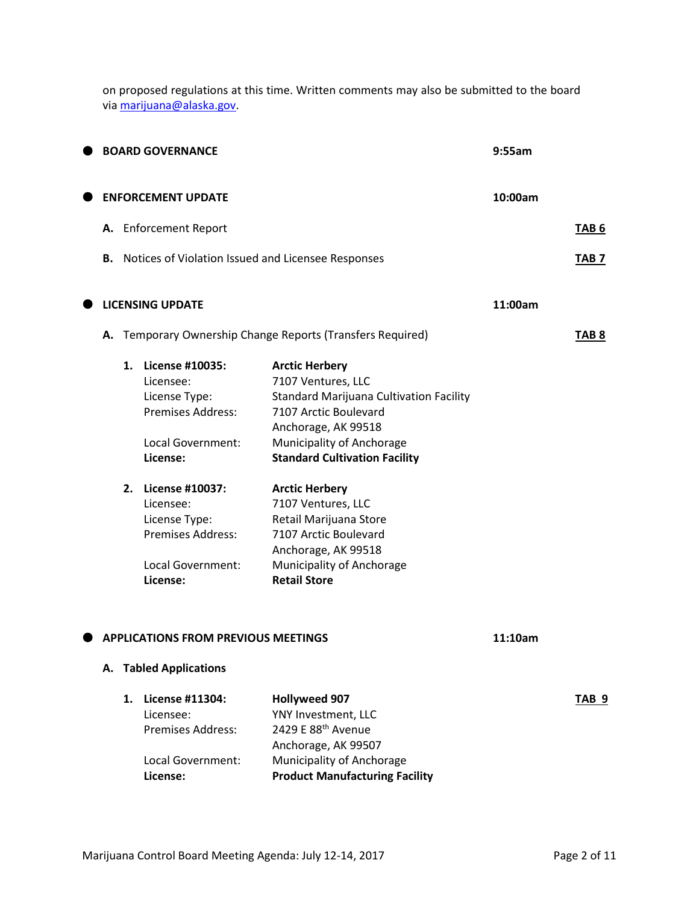on proposed regulations at this time. Written comments may also be submitted to the board via marijuana@alaska.gov.

- **BOARD GOVERNANCE** **9:55am**

- **ENFORCEMENT UPDATE** **10:00am**

  **A.** Enforcement Report **TAB 6**

  **B.** Notices of Violation Issued and Licensee Responses **TAB 7**

- **LICENSING UPDATE** **11:00am**

  **A.** Temporary Ownership Change Reports (Transfers Required) **TAB 8**

  **1. License #10035:** **Arctic Herbery**
  Licensee: 7107 Ventures, LLC
  License Type: Standard Marijuana Cultivation Facility
  Premises Address: 7107 Arctic Boulevard, Anchorage, AK 99518
  Local Government: Municipality of Anchorage
  **License:** **Standard Cultivation Facility**

  **2. License #10037:** **Arctic Herbery**
  Licensee: 7107 Ventures, LLC
  License Type: Retail Marijuana Store
  Premises Address: 7107 Arctic Boulevard, Anchorage, AK 99518
  Local Government: Municipality of Anchorage
  **License:** **Retail Store**

- **APPLICATIONS FROM PREVIOUS MEETINGS** **11:10am**

  **A. Tabled Applications**

  **1. License #11304:** **Hollyweed 907** **TAB 9**
  Licensee: YNY Investment, LLC
  Premises Address: 2429 E 88th Avenue, Anchorage, AK 99507
  Local Government: Municipality of Anchorage
  **License:** **Product Manufacturing Facility**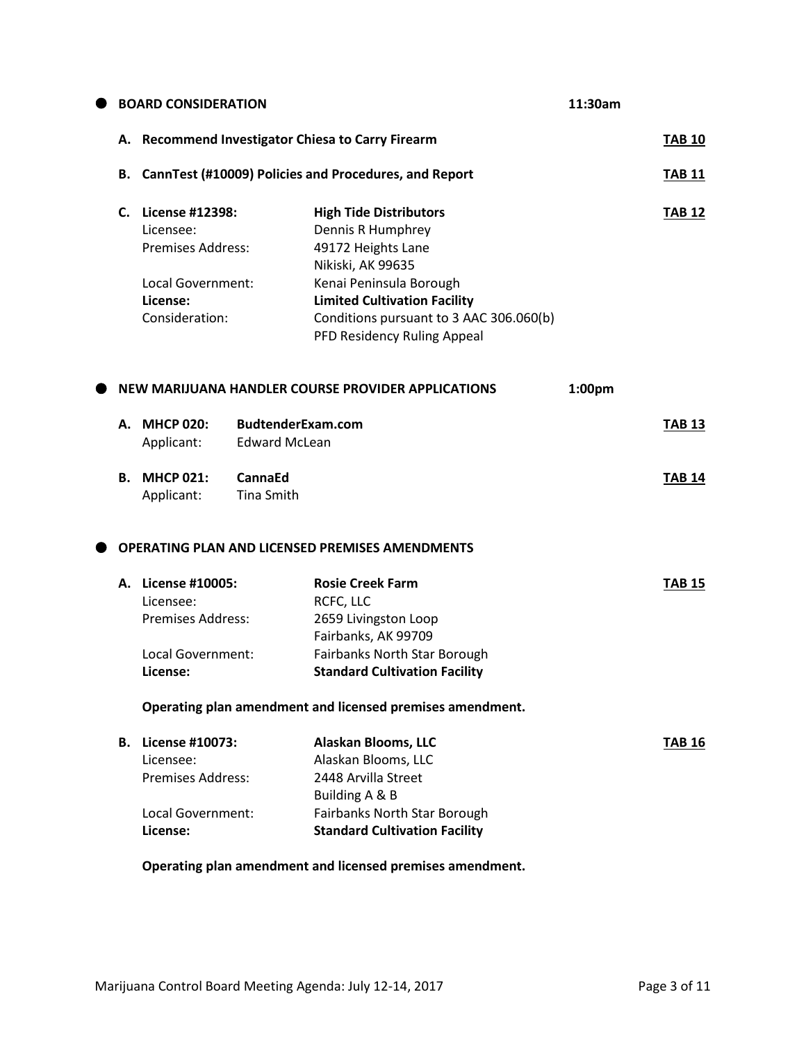## BOARD CONSIDERATION — 11:30am

**A. Recommend Investigator Chiesa to Carry Firearm** — **TAB 10**

**B. CannTest (#10009) Policies and Procedures, and Report** — **TAB 11**

**C. License #12398:** **High Tide Distributors** — **TAB 12**

| | |
|---|---|
| Licensee: | Dennis R Humphrey |
| Premises Address: | 49172 Heights Lane<br>Nikiski, AK 99635 |
| Local Government: | Kenai Peninsula Borough |
| **License:** | **Limited Cultivation Facility** |
| Consideration: | Conditions pursuant to 3 AAC 306.060(b)<br>PFD Residency Ruling Appeal |

## NEW MARIJUANA HANDLER COURSE PROVIDER APPLICATIONS — 1:00pm

**A. MHCP 020:** **BudtenderExam.com** — **TAB 13**
Applicant: Edward McLean

**B. MHCP 021:** **CannaEd** — **TAB 14**
Applicant: Tina Smith

## OPERATING PLAN AND LICENSED PREMISES AMENDMENTS

**A. License #10005:** **Rosie Creek Farm** — **TAB 15**

| | |
|---|---|
| Licensee: | RCFC, LLC |
| Premises Address: | 2659 Livingston Loop<br>Fairbanks, AK 99709 |
| Local Government: | Fairbanks North Star Borough |
| **License:** | **Standard Cultivation Facility** |

**Operating plan amendment and licensed premises amendment.**

**B. License #10073:** **Alaskan Blooms, LLC** — **TAB 16**

| | |
|---|---|
| Licensee: | Alaskan Blooms, LLC |
| Premises Address: | 2448 Arvilla Street<br>Building A & B |
| Local Government: | Fairbanks North Star Borough |
| **License:** | **Standard Cultivation Facility** |

**Operating plan amendment and licensed premises amendment.**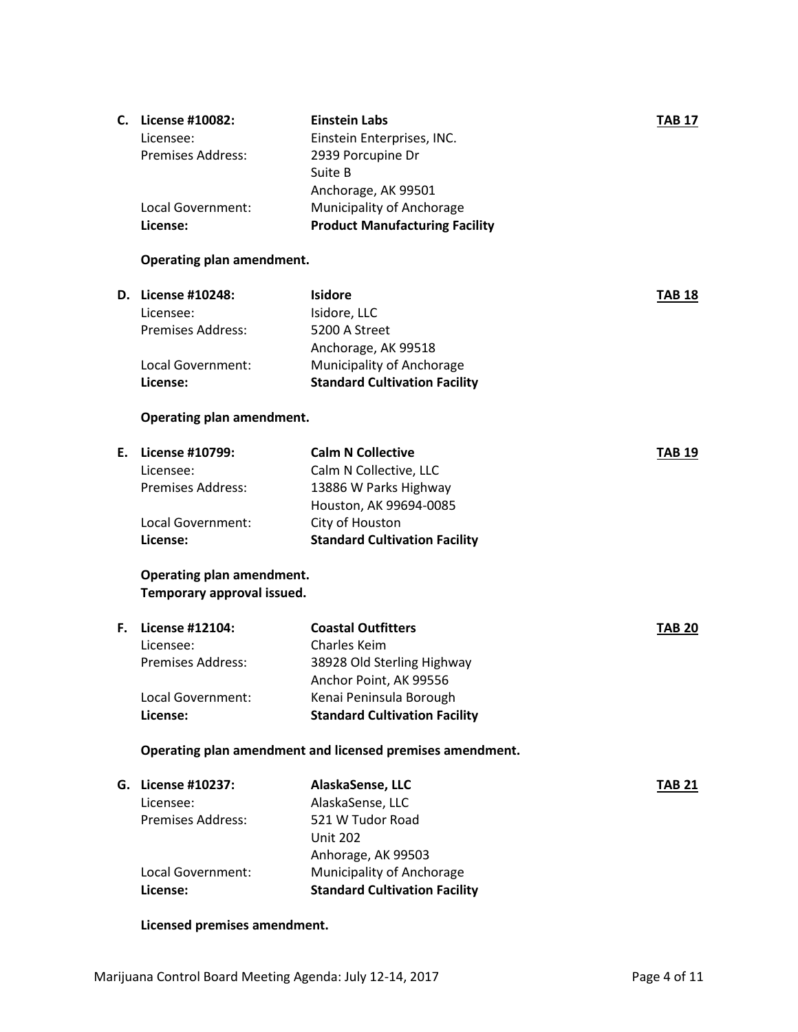**C. License #10082:** **Einstein Labs** **TAB 17**

Licensee: Einstein Enterprises, INC.
Premises Address: 2939 Porcupine Dr
Suite B
Anchorage, AK 99501
Local Government: Municipality of Anchorage
**License:** **Product Manufacturing Facility**

**Operating plan amendment.**

**D. License #10248:** **Isidore** **TAB 18**

Licensee: Isidore, LLC
Premises Address: 5200 A Street
Anchorage, AK 99518
Local Government: Municipality of Anchorage
**License:** **Standard Cultivation Facility**

**Operating plan amendment.**

**E. License #10799:** **Calm N Collective** **TAB 19**

Licensee: Calm N Collective, LLC
Premises Address: 13886 W Parks Highway
Houston, AK 99694-0085
Local Government: City of Houston
**License:** **Standard Cultivation Facility**

**Operating plan amendment.**
**Temporary approval issued.**

**F. License #12104:** **Coastal Outfitters** **TAB 20**

Licensee: Charles Keim
Premises Address: 38928 Old Sterling Highway
Anchor Point, AK 99556
Local Government: Kenai Peninsula Borough
**License:** **Standard Cultivation Facility**

**Operating plan amendment and licensed premises amendment.**

**G. License #10237:** **AlaskaSense, LLC** **TAB 21**

Licensee: AlaskaSense, LLC
Premises Address: 521 W Tudor Road
Unit 202
Anhorage, AK 99503
Local Government: Municipality of Anchorage
**License:** **Standard Cultivation Facility**

**Licensed premises amendment.**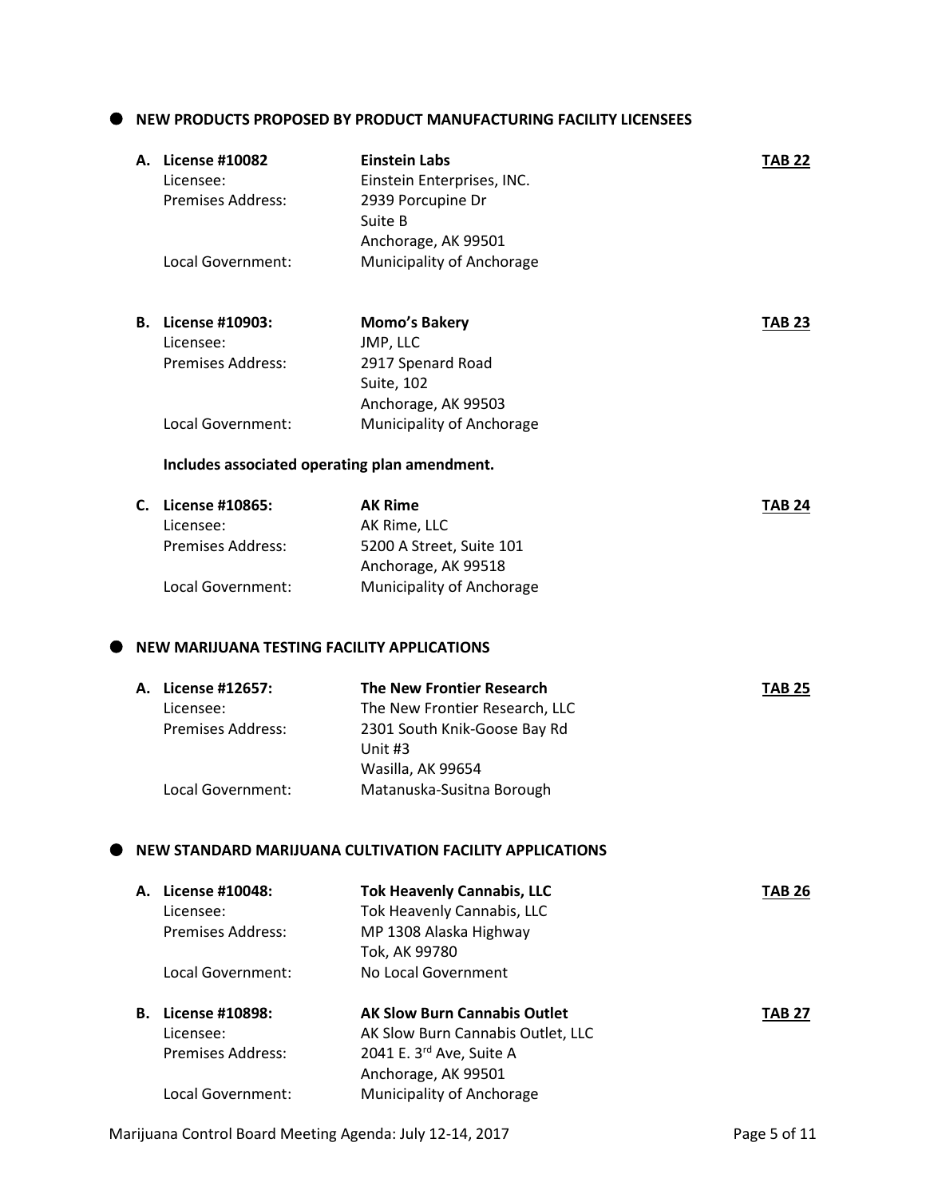## NEW PRODUCTS PROPOSED BY PRODUCT MANUFACTURING FACILITY LICENSEES

**A. License #10082** — **Einstein Labs** — **TAB 22**

Licensee: Einstein Enterprises, INC.
Premises Address: 2939 Porcupine Dr
Suite B
Anchorage, AK 99501
Local Government: Municipality of Anchorage

**B. License #10903:** — **Momo's Bakery** — **TAB 23**

Licensee: JMP, LLC
Premises Address: 2917 Spenard Road
Suite, 102
Anchorage, AK 99503
Local Government: Municipality of Anchorage

**Includes associated operating plan amendment.**

**C. License #10865:** — **AK Rime** — **TAB 24**

Licensee: AK Rime, LLC
Premises Address: 5200 A Street, Suite 101
Anchorage, AK 99518
Local Government: Municipality of Anchorage

## NEW MARIJUANA TESTING FACILITY APPLICATIONS

**A. License #12657:** — **The New Frontier Research** — **TAB 25**

Licensee: The New Frontier Research, LLC
Premises Address: 2301 South Knik-Goose Bay Rd
Unit #3
Wasilla, AK 99654
Local Government: Matanuska-Susitna Borough

## NEW STANDARD MARIJUANA CULTIVATION FACILITY APPLICATIONS

**A. License #10048:** — **Tok Heavenly Cannabis, LLC** — **TAB 26**

Licensee: Tok Heavenly Cannabis, LLC
Premises Address: MP 1308 Alaska Highway
Tok, AK 99780
Local Government: No Local Government

**B. License #10898:** — **AK Slow Burn Cannabis Outlet** — **TAB 27**

Licensee: AK Slow Burn Cannabis Outlet, LLC
Premises Address: 2041 E. 3rd Ave, Suite A
Anchorage, AK 99501
Local Government: Municipality of Anchorage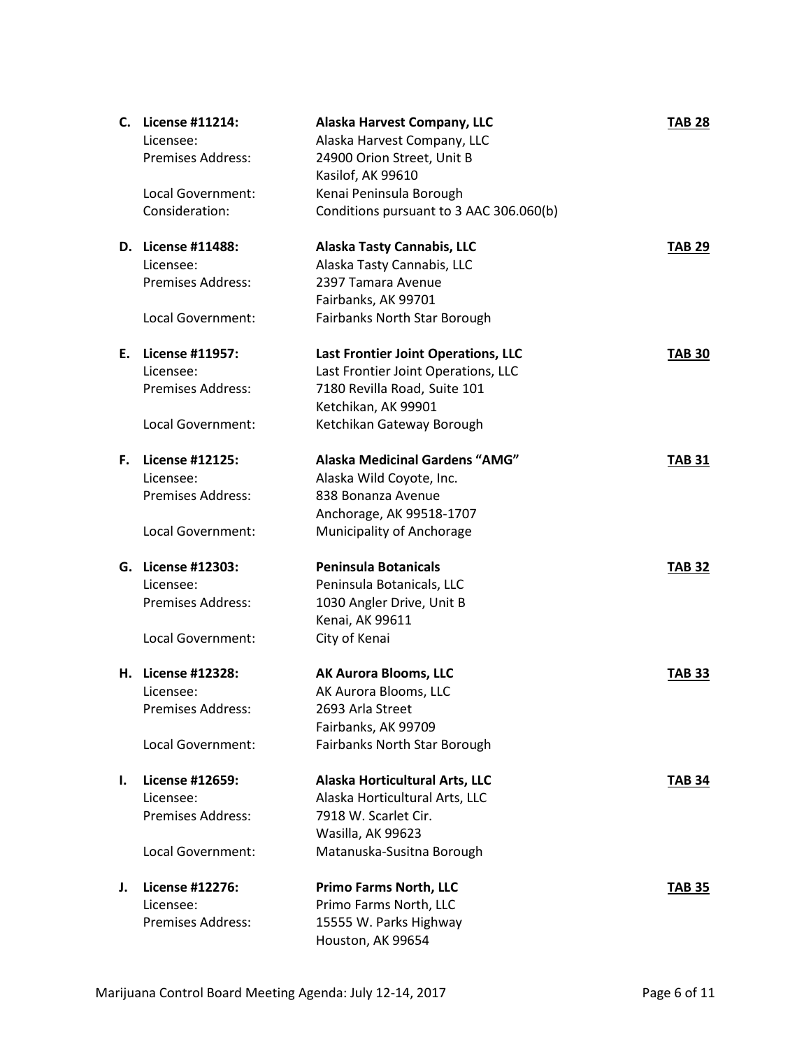**C. License #11214:** **Alaska Harvest Company, LLC** **TAB 28**
Licensee: Alaska Harvest Company, LLC
Premises Address: 24900 Orion Street, Unit B
Kasilof, AK 99610
Local Government: Kenai Peninsula Borough
Consideration: Conditions pursuant to 3 AAC 306.060(b)

**D. License #11488:** **Alaska Tasty Cannabis, LLC** **TAB 29**
Licensee: Alaska Tasty Cannabis, LLC
Premises Address: 2397 Tamara Avenue
Fairbanks, AK 99701
Local Government: Fairbanks North Star Borough

**E. License #11957:** **Last Frontier Joint Operations, LLC** **TAB 30**
Licensee: Last Frontier Joint Operations, LLC
Premises Address: 7180 Revilla Road, Suite 101
Ketchikan, AK 99901
Local Government: Ketchikan Gateway Borough

**F. License #12125:** **Alaska Medicinal Gardens "AMG"** **TAB 31**
Licensee: Alaska Wild Coyote, Inc.
Premises Address: 838 Bonanza Avenue
Anchorage, AK 99518-1707
Local Government: Municipality of Anchorage

**G. License #12303:** **Peninsula Botanicals** **TAB 32**
Licensee: Peninsula Botanicals, LLC
Premises Address: 1030 Angler Drive, Unit B
Kenai, AK 99611
Local Government: City of Kenai

**H. License #12328:** **AK Aurora Blooms, LLC** **TAB 33**
Licensee: AK Aurora Blooms, LLC
Premises Address: 2693 Arla Street
Fairbanks, AK 99709
Local Government: Fairbanks North Star Borough

**I. License #12659:** **Alaska Horticultural Arts, LLC** **TAB 34**
Licensee: Alaska Horticultural Arts, LLC
Premises Address: 7918 W. Scarlet Cir.
Wasilla, AK 99623
Local Government: Matanuska-Susitna Borough

**J. License #12276:** **Primo Farms North, LLC** **TAB 35**
Licensee: Primo Farms North, LLC
Premises Address: 15555 W. Parks Highway
Houston, AK 99654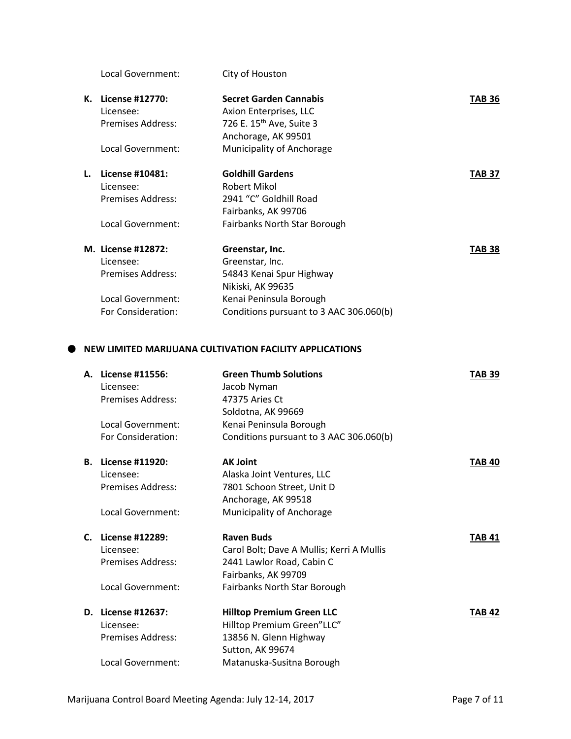Local Government: City of Houston

**K. License #12770:** **Secret Garden Cannabis** **TAB 36**
Licensee: Axion Enterprises, LLC
Premises Address: 726 E. 15th Ave, Suite 3
Anchorage, AK 99501
Local Government: Municipality of Anchorage

**L. License #10481:** **Goldhill Gardens** **TAB 37**
Licensee: Robert Mikol
Premises Address: 2941 "C" Goldhill Road
Fairbanks, AK 99706
Local Government: Fairbanks North Star Borough

**M. License #12872:** **Greenstar, Inc.** **TAB 38**
Licensee: Greenstar, Inc.
Premises Address: 54843 Kenai Spur Highway
Nikiski, AK 99635
Local Government: Kenai Peninsula Borough
For Consideration: Conditions pursuant to 3 AAC 306.060(b)

- **NEW LIMITED MARIJUANA CULTIVATION FACILITY APPLICATIONS**

**A. License #11556:** **Green Thumb Solutions** **TAB 39**
Licensee: Jacob Nyman
Premises Address: 47375 Aries Ct
Soldotna, AK 99669
Local Government: Kenai Peninsula Borough
For Consideration: Conditions pursuant to 3 AAC 306.060(b)

**B. License #11920:** **AK Joint** **TAB 40**
Licensee: Alaska Joint Ventures, LLC
Premises Address: 7801 Schoon Street, Unit D
Anchorage, AK 99518
Local Government: Municipality of Anchorage

**C. License #12289:** **Raven Buds** **TAB 41**
Licensee: Carol Bolt; Dave A Mullis; Kerri A Mullis
Premises Address: 2441 Lawlor Road, Cabin C
Fairbanks, AK 99709
Local Government: Fairbanks North Star Borough

**D. License #12637:** **Hilltop Premium Green LLC** **TAB 42**
Licensee: Hilltop Premium Green"LLC"
Premises Address: 13856 N. Glenn Highway
Sutton, AK 99674
Local Government: Matanuska-Susitna Borough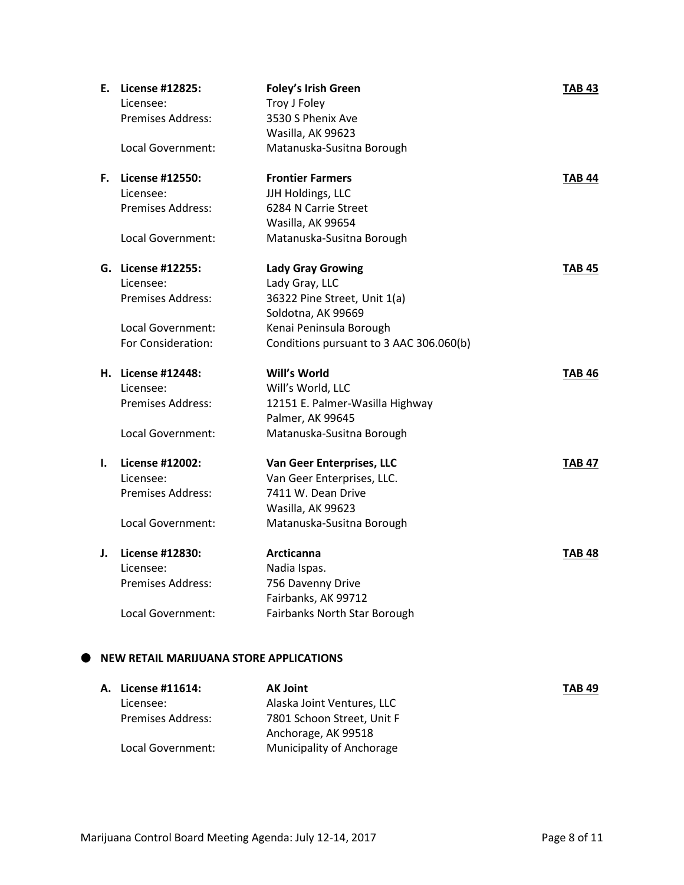**E. License #12825:** **Foley's Irish Green** **TAB 43**
Licensee: Troy J Foley
Premises Address: 3530 S Phenix Ave
Wasilla, AK 99623
Local Government: Matanuska-Susitna Borough

**F. License #12550:** **Frontier Farmers** **TAB 44**
Licensee: JJH Holdings, LLC
Premises Address: 6284 N Carrie Street
Wasilla, AK 99654
Local Government: Matanuska-Susitna Borough

**G. License #12255:** **Lady Gray Growing** **TAB 45**
Licensee: Lady Gray, LLC
Premises Address: 36322 Pine Street, Unit 1(a)
Soldotna, AK 99669
Local Government: Kenai Peninsula Borough
For Consideration: Conditions pursuant to 3 AAC 306.060(b)

**H. License #12448:** **Will's World** **TAB 46**
Licensee: Will's World, LLC
Premises Address: 12151 E. Palmer-Wasilla Highway
Palmer, AK 99645
Local Government: Matanuska-Susitna Borough

**I. License #12002:** **Van Geer Enterprises, LLC** **TAB 47**
Licensee: Van Geer Enterprises, LLC.
Premises Address: 7411 W. Dean Drive
Wasilla, AK 99623
Local Government: Matanuska-Susitna Borough

**J. License #12830:** **Arcticanna** **TAB 48**
Licensee: Nadia Ispas.
Premises Address: 756 Davenny Drive
Fairbanks, AK 99712
Local Government: Fairbanks North Star Borough

- **NEW RETAIL MARIJUANA STORE APPLICATIONS**

**A. License #11614:** **AK Joint** **TAB 49**
Licensee: Alaska Joint Ventures, LLC
Premises Address: 7801 Schoon Street, Unit F
Anchorage, AK 99518
Local Government: Municipality of Anchorage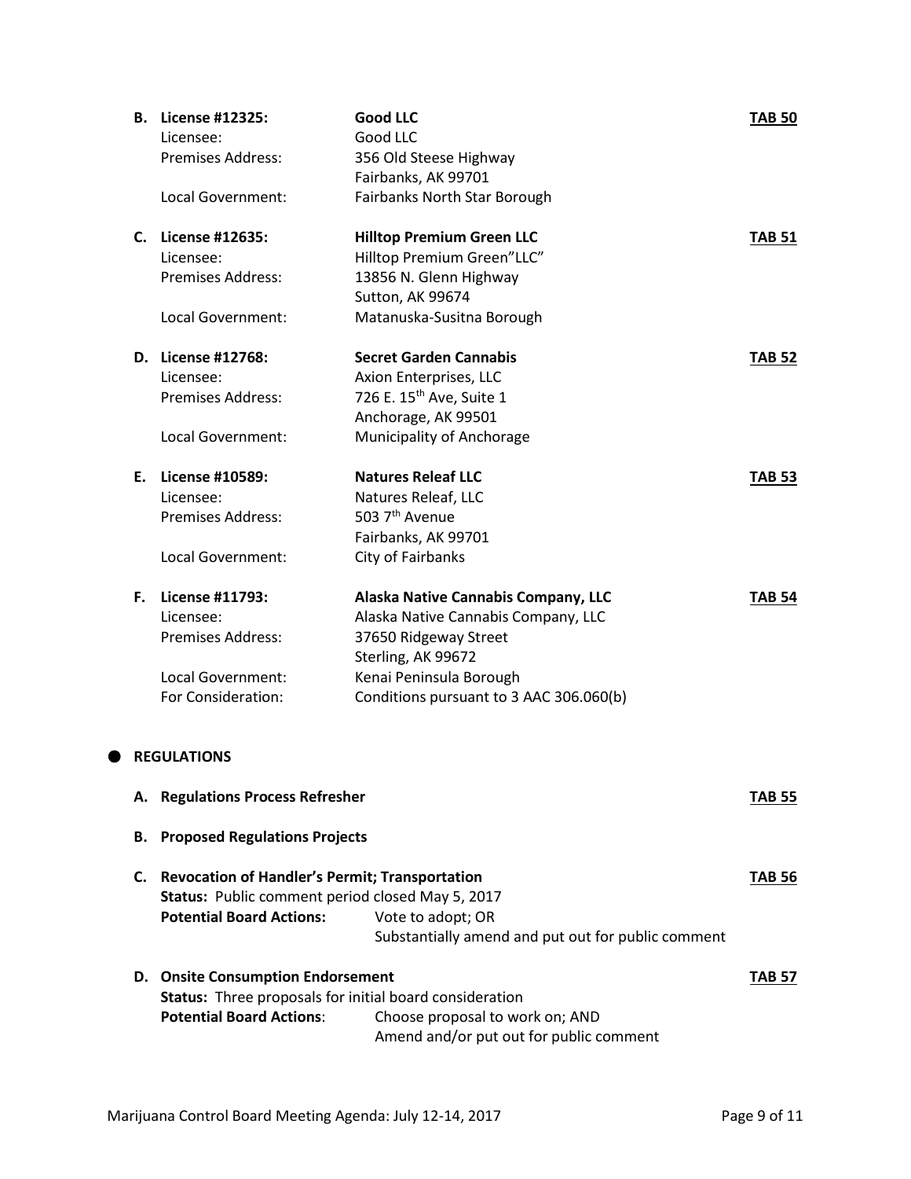**B. License #12325:** **Good LLC** **TAB 50**

Licensee: Good LLC
Premises Address: 356 Old Steese Highway
Fairbanks, AK 99701
Local Government: Fairbanks North Star Borough

**C. License #12635:** **Hilltop Premium Green LLC** **TAB 51**

Licensee: Hilltop Premium Green"LLC"
Premises Address: 13856 N. Glenn Highway
Sutton, AK 99674
Local Government: Matanuska-Susitna Borough

**D. License #12768:** **Secret Garden Cannabis** **TAB 52**

Licensee: Axion Enterprises, LLC
Premises Address: 726 E. 15th Ave, Suite 1
Anchorage, AK 99501
Local Government: Municipality of Anchorage

**E. License #10589:** **Natures Releaf LLC** **TAB 53**

Licensee: Natures Releaf, LLC
Premises Address: 503 7th Avenue
Fairbanks, AK 99701
Local Government: City of Fairbanks

**F. License #11793:** **Alaska Native Cannabis Company, LLC** **TAB 54**

Licensee: Alaska Native Cannabis Company, LLC
Premises Address: 37650 Ridgeway Street
Sterling, AK 99672
Local Government: Kenai Peninsula Borough
For Consideration: Conditions pursuant to 3 AAC 306.060(b)

- **REGULATIONS**

**A. Regulations Process Refresher** **TAB 55**

**B. Proposed Regulations Projects**

**C. Revocation of Handler's Permit; Transportation** **TAB 56**

**Status:** Public comment period closed May 5, 2017
**Potential Board Actions:** Vote to adopt; OR
Substantially amend and put out for public comment

**D. Onsite Consumption Endorsement** **TAB 57**

**Status:** Three proposals for initial board consideration
**Potential Board Actions**: Choose proposal to work on; AND
Amend and/or put out for public comment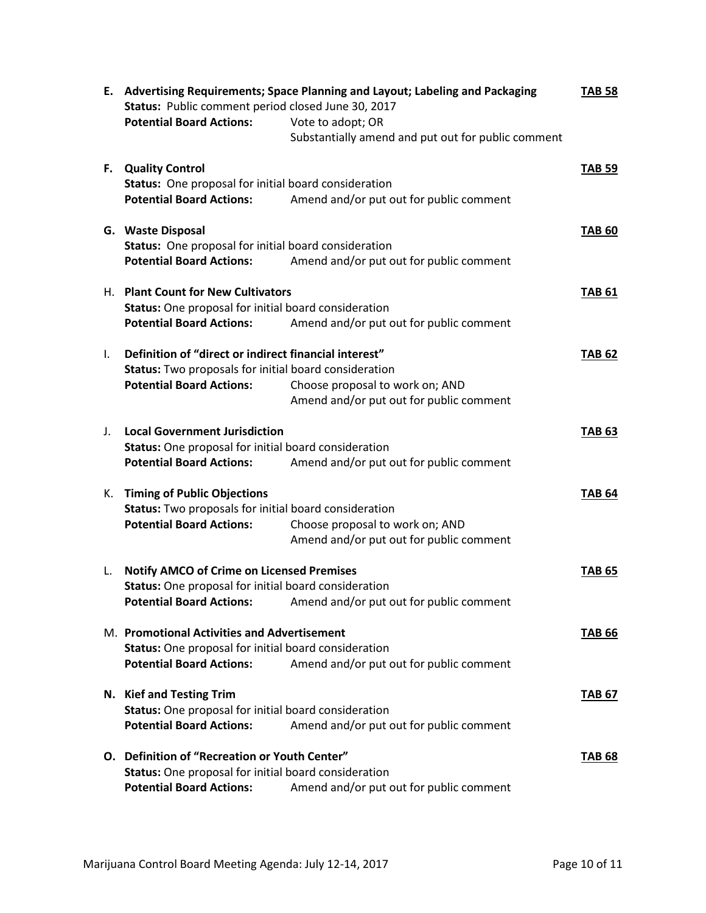**E. Advertising Requirements; Space Planning and Layout; Labeling and Packaging** **TAB 58**
**Status:** Public comment period closed June 30, 2017
**Potential Board Actions:** Vote to adopt; OR
Substantially amend and put out for public comment

**F. Quality Control** **TAB 59**
**Status:** One proposal for initial board consideration
**Potential Board Actions:** Amend and/or put out for public comment

**G. Waste Disposal** **TAB 60**
**Status:** One proposal for initial board consideration
**Potential Board Actions:** Amend and/or put out for public comment

H. **Plant Count for New Cultivators** **TAB 61**
**Status:** One proposal for initial board consideration
**Potential Board Actions:** Amend and/or put out for public comment

I. **Definition of "direct or indirect financial interest"** **TAB 62**
**Status:** Two proposals for initial board consideration
**Potential Board Actions:** Choose proposal to work on; AND
Amend and/or put out for public comment

J. **Local Government Jurisdiction** **TAB 63**
**Status:** One proposal for initial board consideration
**Potential Board Actions:** Amend and/or put out for public comment

K. **Timing of Public Objections** **TAB 64**
**Status:** Two proposals for initial board consideration
**Potential Board Actions:** Choose proposal to work on; AND
Amend and/or put out for public comment

L. **Notify AMCO of Crime on Licensed Premises** **TAB 65**
**Status:** One proposal for initial board consideration
**Potential Board Actions:** Amend and/or put out for public comment

M. **Promotional Activities and Advertisement** **TAB 66**
**Status:** One proposal for initial board consideration
**Potential Board Actions:** Amend and/or put out for public comment

**N. Kief and Testing Trim** **TAB 67**
**Status:** One proposal for initial board consideration
**Potential Board Actions:** Amend and/or put out for public comment

**O. Definition of "Recreation or Youth Center"** **TAB 68**
**Status:** One proposal for initial board consideration
**Potential Board Actions:** Amend and/or put out for public comment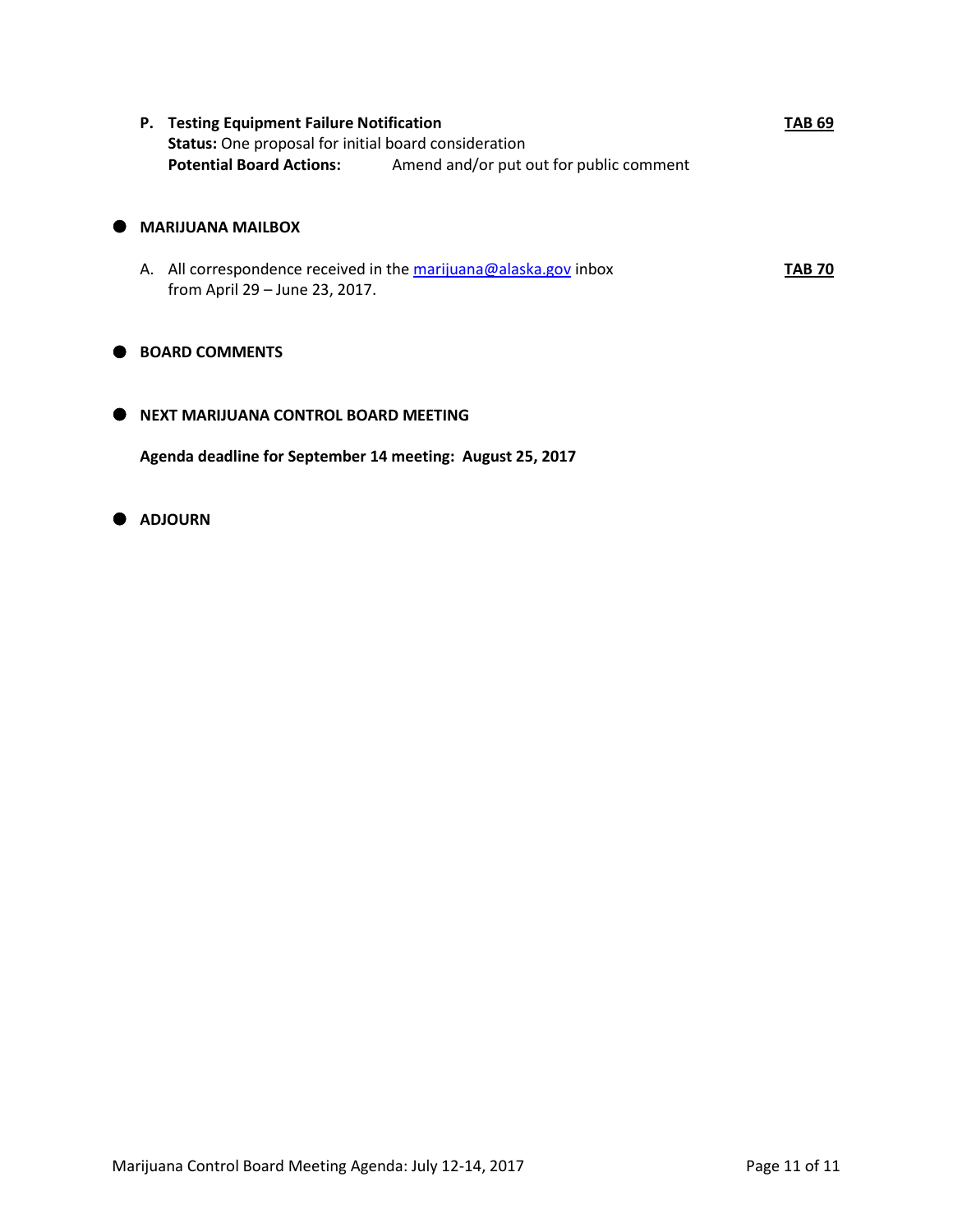**P. Testing Equipment Failure Notification** **TAB 69**
**Status:** One proposal for initial board consideration
**Potential Board Actions:** Amend and/or put out for public comment

- **MARIJUANA MAILBOX**

A. All correspondence received in the marijuana@alaska.gov inbox from April 29 – June 23, 2017. **TAB 70**

- **BOARD COMMENTS**

- **NEXT MARIJUANA CONTROL BOARD MEETING**

**Agenda deadline for September 14 meeting: August 25, 2017**

- **ADJOURN**